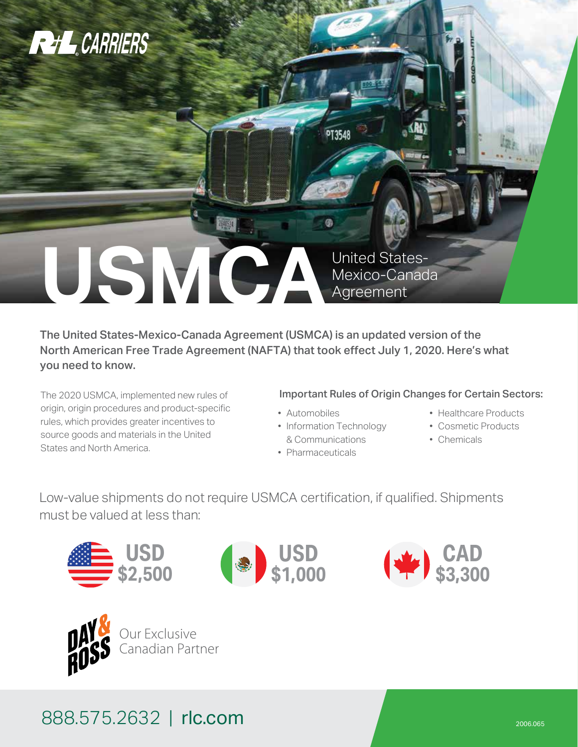R+L CARRIERS

# USMCA

United States-Mexico-Canada Agreement

**The United States-Mexico-Canada Agreement (USMCA) is an updated version of the North American Free Trade Agreement (NAFTA) that took effect July 1, 2020. Here's what you need to know.**

The 2020 USMCA, implemented new rules of origin, origin procedures and product-specific rules, which provides greater incentives to source goods and materials in the United States and North America.

### Important Rules of Origin Changes for Certain Sectors:

- Automobiles
- Information Technology & Communications
- Pharmaceuticals
- Healthcare Products
- Cosmetic Products
- Chemicals

Low-value shipments do not require USMCA certification, if qualified. Shipments must be valued at less than:

**USD $2,500**

**USD $1,000**

**CAD $3,300**

DAY & ROSS Our Exclusive Canadian Partner

888.575.2632 | rlc.com

2006.065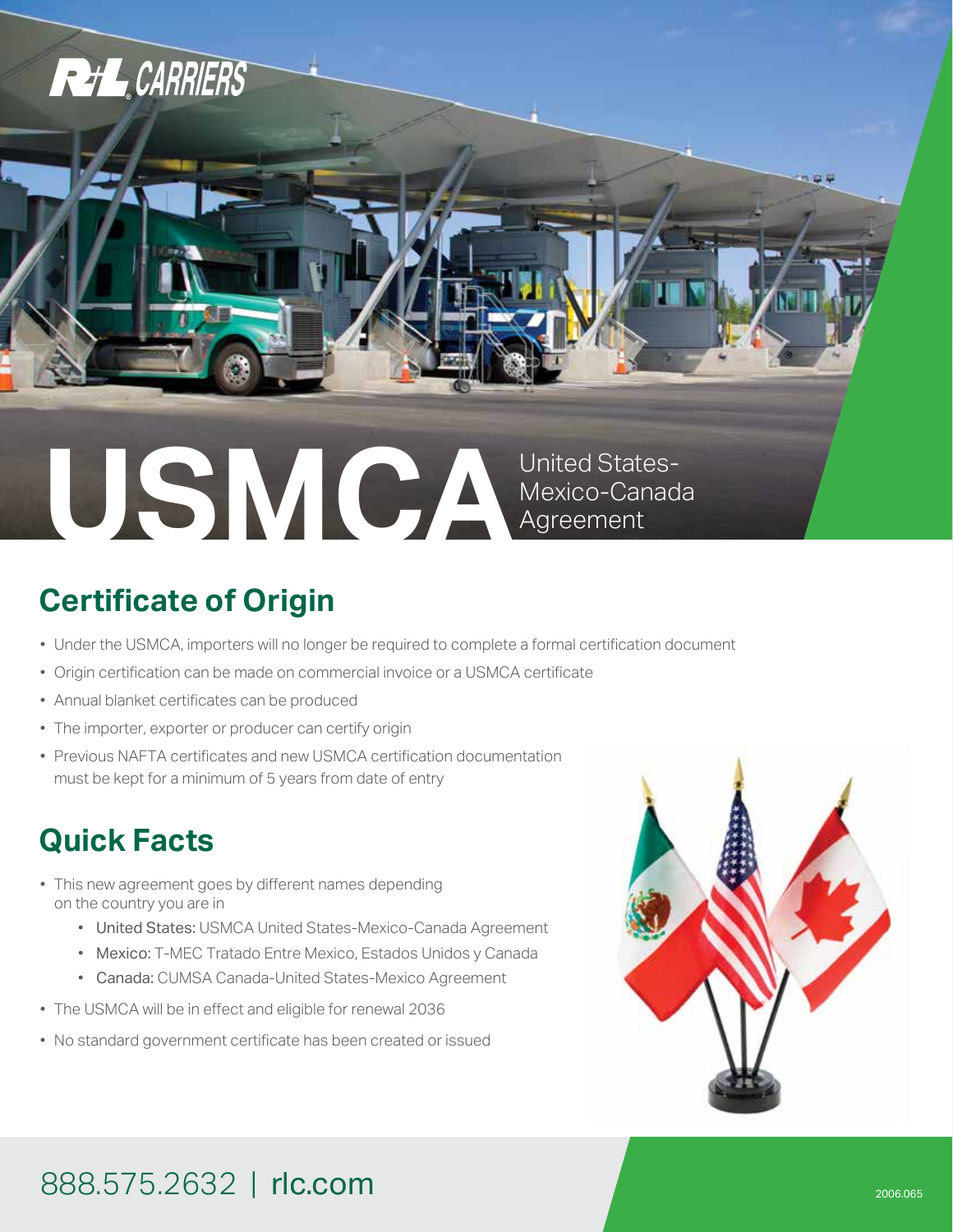R+L CARRIERS

# USMCA United States-Mexico-Canada Agreement

## Certificate of Origin

- Under the USMCA, importers will no longer be required to complete a formal certification document
- Origin certification can be made on commercial invoice or a USMCA certificate
- Annual blanket certificates can be produced
- The importer, exporter or producer can certify origin
- Previous NAFTA certificates and new USMCA certification documentation must be kept for a minimum of 5 years from date of entry

## Quick Facts

- This new agreement goes by different names depending on the country you are in
  - United States: USMCA United States-Mexico-Canada Agreement
  - Mexico: T-MEC Tratado Entre Mexico, Estados Unidos y Canada
  - Canada: CUMSA Canada-United States-Mexico Agreement
- The USMCA will be in effect and eligible for renewal 2036
- No standard government certificate has been created or issued

888.575.2632 | rlc.com

2006.065